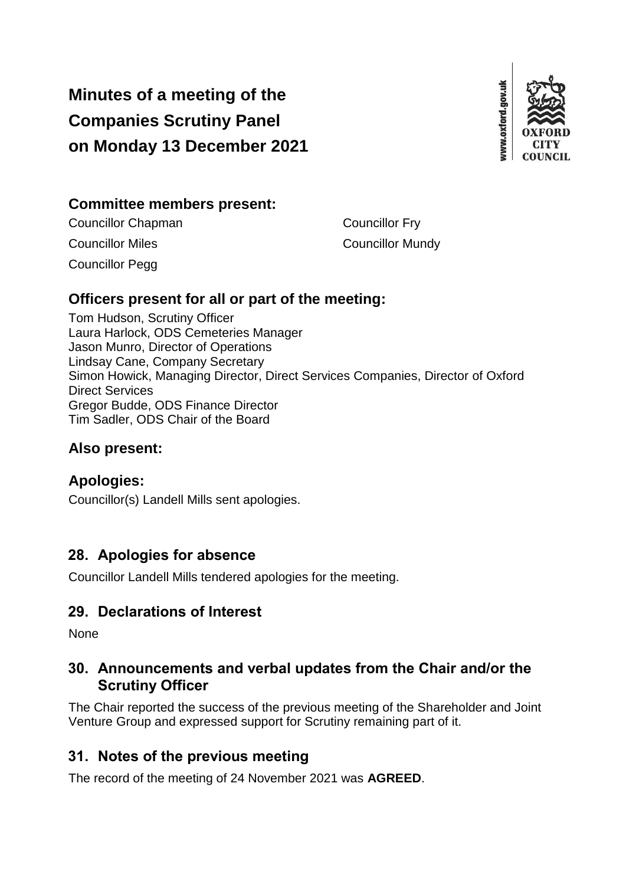# Minutes of a meeting of the Companies Scrutiny Panel on Monday 13 December 2021

## Committee members present:

Councillor Chapman
Councillor Fry
Councillor Miles
Councillor Mundy
Councillor Pegg

## Officers present for all or part of the meeting:

Tom Hudson, Scrutiny Officer
Laura Harlock, ODS Cemeteries Manager
Jason Munro, Director of Operations
Lindsay Cane, Company Secretary
Simon Howick, Managing Director, Direct Services Companies, Director of Oxford Direct Services
Gregor Budde, ODS Finance Director
Tim Sadler, ODS Chair of the Board

## Also present:

## Apologies:

Councillor(s) Landell Mills sent apologies.

## 28. Apologies for absence

Councillor Landell Mills tendered apologies for the meeting.

## 29. Declarations of Interest

None

## 30. Announcements and verbal updates from the Chair and/or the Scrutiny Officer

The Chair reported the success of the previous meeting of the Shareholder and Joint Venture Group and expressed support for Scrutiny remaining part of it.

## 31. Notes of the previous meeting

The record of the meeting of 24 November 2021 was **AGREED**.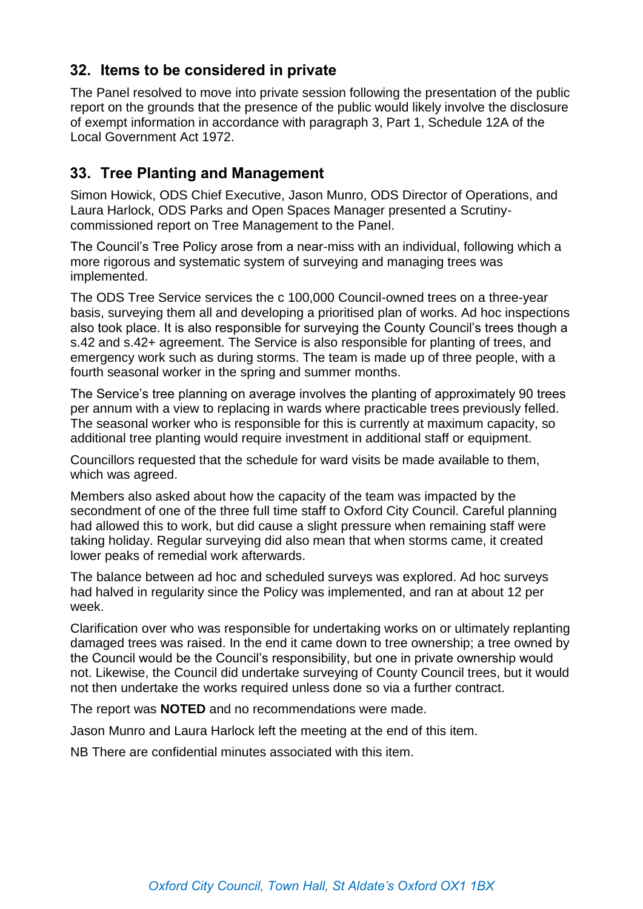## 32. Items to be considered in private

The Panel resolved to move into private session following the presentation of the public report on the grounds that the presence of the public would likely involve the disclosure of exempt information in accordance with paragraph 3, Part 1, Schedule 12A of the Local Government Act 1972.

## 33. Tree Planting and Management

Simon Howick, ODS Chief Executive, Jason Munro, ODS Director of Operations, and Laura Harlock, ODS Parks and Open Spaces Manager presented a Scrutiny-commissioned report on Tree Management to the Panel.

The Council's Tree Policy arose from a near-miss with an individual, following which a more rigorous and systematic system of surveying and managing trees was implemented.

The ODS Tree Service services the c 100,000 Council-owned trees on a three-year basis, surveying them all and developing a prioritised plan of works. Ad hoc inspections also took place. It is also responsible for surveying the County Council's trees though a s.42 and s.42+ agreement. The Service is also responsible for planting of trees, and emergency work such as during storms. The team is made up of three people, with a fourth seasonal worker in the spring and summer months.

The Service's tree planning on average involves the planting of approximately 90 trees per annum with a view to replacing in wards where practicable trees previously felled. The seasonal worker who is responsible for this is currently at maximum capacity, so additional tree planting would require investment in additional staff or equipment.

Councillors requested that the schedule for ward visits be made available to them, which was agreed.

Members also asked about how the capacity of the team was impacted by the secondment of one of the three full time staff to Oxford City Council. Careful planning had allowed this to work, but did cause a slight pressure when remaining staff were taking holiday. Regular surveying did also mean that when storms came, it created lower peaks of remedial work afterwards.

The balance between ad hoc and scheduled surveys was explored. Ad hoc surveys had halved in regularity since the Policy was implemented, and ran at about 12 per week.

Clarification over who was responsible for undertaking works on or ultimately replanting damaged trees was raised. In the end it came down to tree ownership; a tree owned by the Council would be the Council's responsibility, but one in private ownership would not. Likewise, the Council did undertake surveying of County Council trees, but it would not then undertake the works required unless done so via a further contract.

The report was **NOTED** and no recommendations were made.

Jason Munro and Laura Harlock left the meeting at the end of this item.

NB There are confidential minutes associated with this item.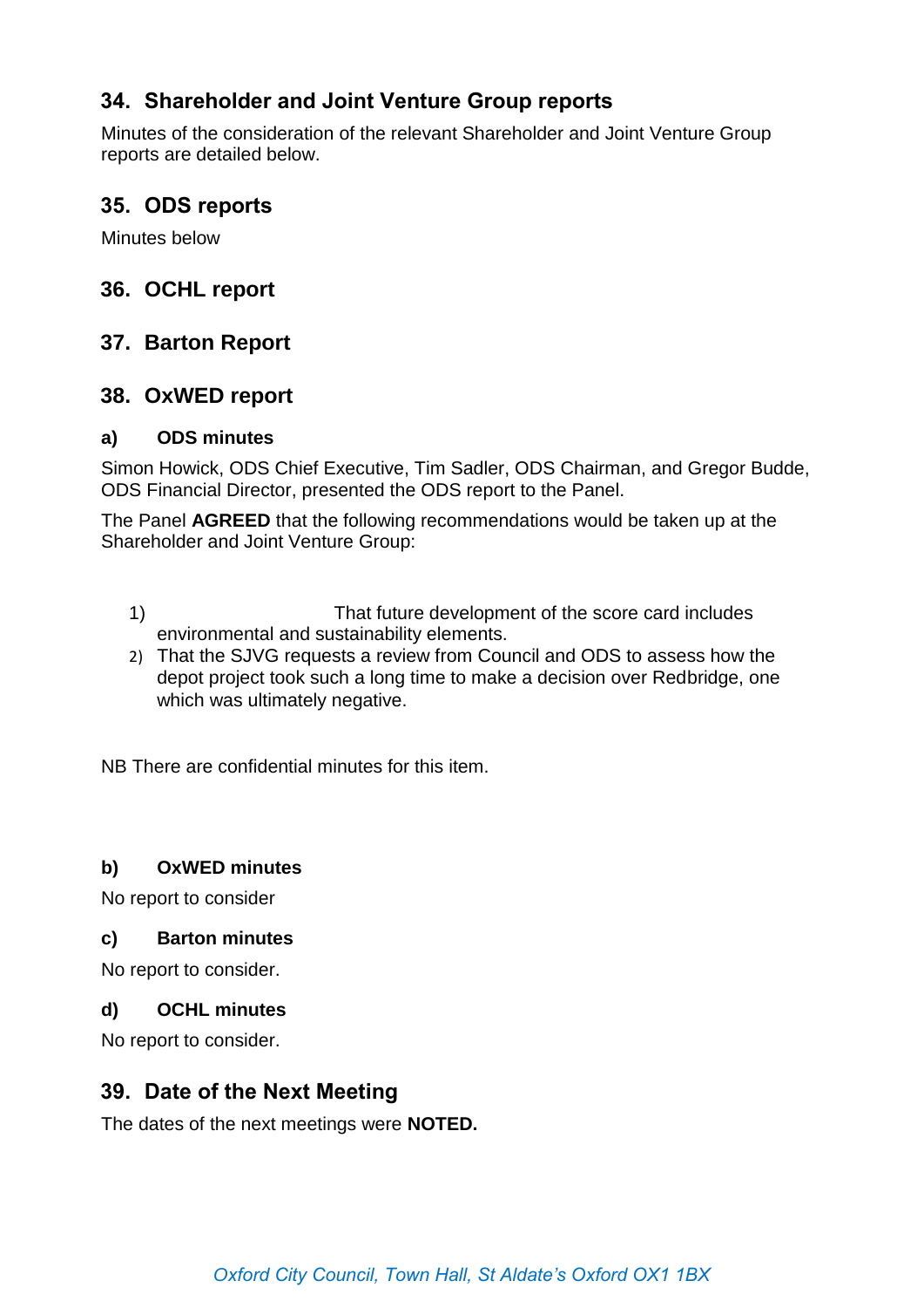## 34. Shareholder and Joint Venture Group reports

Minutes of the consideration of the relevant Shareholder and Joint Venture Group reports are detailed below.

## 35. ODS reports

Minutes below

## 36. OCHL report

## 37. Barton Report

## 38. OxWED report

### a) ODS minutes

Simon Howick, ODS Chief Executive, Tim Sadler, ODS Chairman, and Gregor Budde, ODS Financial Director, presented the ODS report to the Panel.

The Panel **AGREED** that the following recommendations would be taken up at the Shareholder and Joint Venture Group:

1) That future development of the score card includes environmental and sustainability elements.
2) That the SJVG requests a review from Council and ODS to assess how the depot project took such a long time to make a decision over Redbridge, one which was ultimately negative.

NB There are confidential minutes for this item.

### b) OxWED minutes

No report to consider

### c) Barton minutes

No report to consider.

### d) OCHL minutes

No report to consider.

## 39. Date of the Next Meeting

The dates of the next meetings were **NOTED.**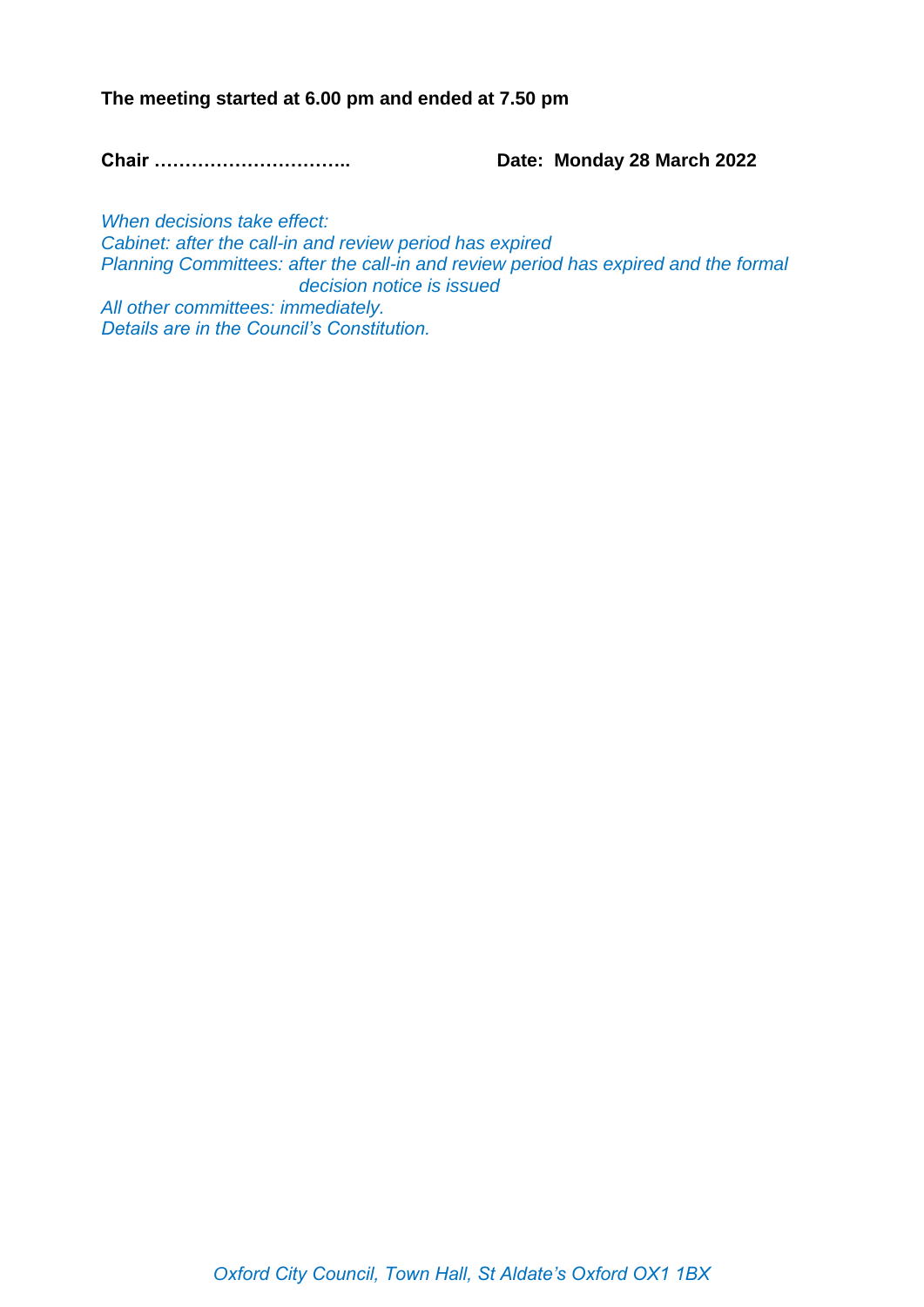**The meeting started at 6.00 pm and ended at 7.50 pm**

**Chair …………………………..** **Date: Monday 28 March 2022**

*When decisions take effect:*
*Cabinet: after the call-in and review period has expired*
*Planning Committees: after the call-in and review period has expired and the formal decision notice is issued*
*All other committees: immediately.*
*Details are in the Council's Constitution.*